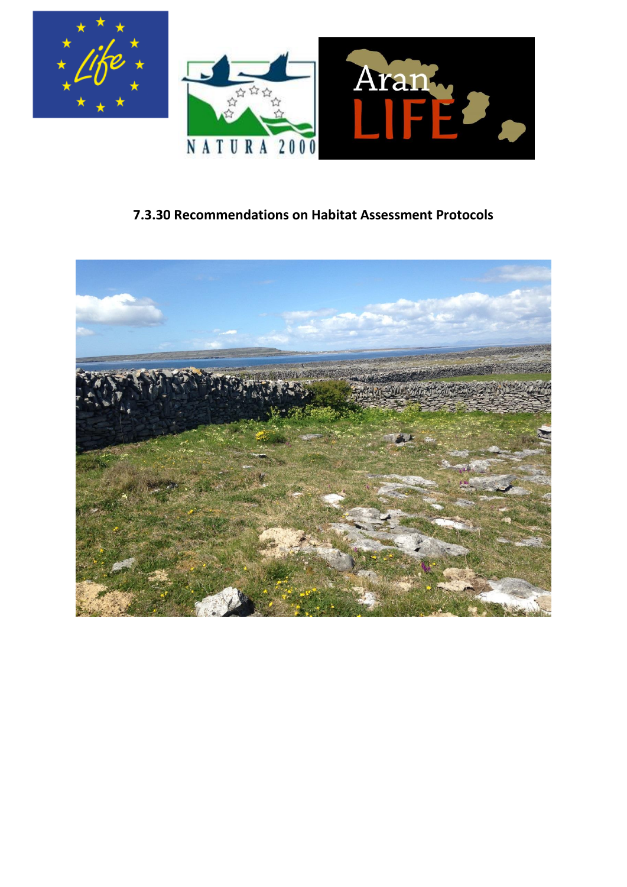# 7.3.30 Recommendations on Habitat Assessment Protocols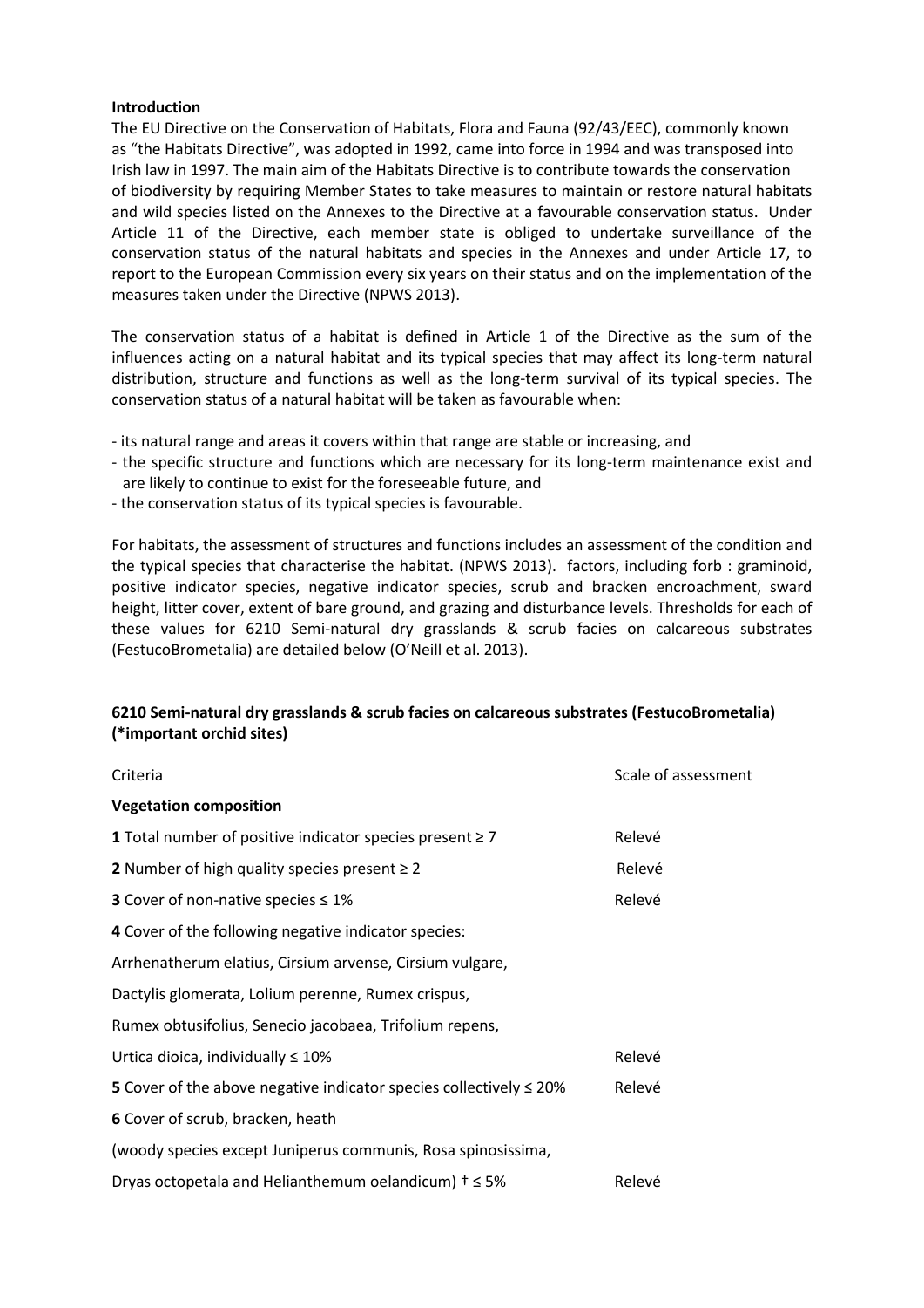**Introduction**

The EU Directive on the Conservation of Habitats, Flora and Fauna (92/43/EEC), commonly known as "the Habitats Directive", was adopted in 1992, came into force in 1994 and was transposed into Irish law in 1997. The main aim of the Habitats Directive is to contribute towards the conservation of biodiversity by requiring Member States to take measures to maintain or restore natural habitats and wild species listed on the Annexes to the Directive at a favourable conservation status. Under Article 11 of the Directive, each member state is obliged to undertake surveillance of the conservation status of the natural habitats and species in the Annexes and under Article 17, to report to the European Commission every six years on their status and on the implementation of the measures taken under the Directive (NPWS 2013).

The conservation status of a habitat is defined in Article 1 of the Directive as the sum of the influences acting on a natural habitat and its typical species that may affect its long-term natural distribution, structure and functions as well as the long-term survival of its typical species. The conservation status of a natural habitat will be taken as favourable when:

- its natural range and areas it covers within that range are stable or increasing, and
- the specific structure and functions which are necessary for its long-term maintenance exist and are likely to continue to exist for the foreseeable future, and
- the conservation status of its typical species is favourable.

For habitats, the assessment of structures and functions includes an assessment of the condition and the typical species that characterise the habitat. (NPWS 2013). factors, including forb : graminoid, positive indicator species, negative indicator species, scrub and bracken encroachment, sward height, litter cover, extent of bare ground, and grazing and disturbance levels. Thresholds for each of these values for 6210 Semi-natural dry grasslands & scrub facies on calcareous substrates (FestucoBrometalia) are detailed below (O'Neill et al. 2013).

**6210 Semi-natural dry grasslands & scrub facies on calcareous substrates (FestucoBrometalia) (*important orchid sites)**

| Criteria | Scale of assessment |
|---|---|
| **Vegetation composition** | |
| **1** Total number of positive indicator species present ≥ 7 | Relevé |
| **2** Number of high quality species present ≥ 2 | Relevé |
| **3** Cover of non-native species ≤ 1% | Relevé |
| **4** Cover of the following negative indicator species: Arrhenatherum elatius, Cirsium arvense, Cirsium vulgare, Dactylis glomerata, Lolium perenne, Rumex crispus, Rumex obtusifolius, Senecio jacobaea, Trifolium repens, Urtica dioica, individually ≤ 10% | Relevé |
| **5** Cover of the above negative indicator species collectively ≤ 20% | Relevé |
| **6** Cover of scrub, bracken, heath (woody species except Juniperus communis, Rosa spinosissima, Dryas octopetala and Helianthemum oelandicum) † ≤ 5% | Relevé |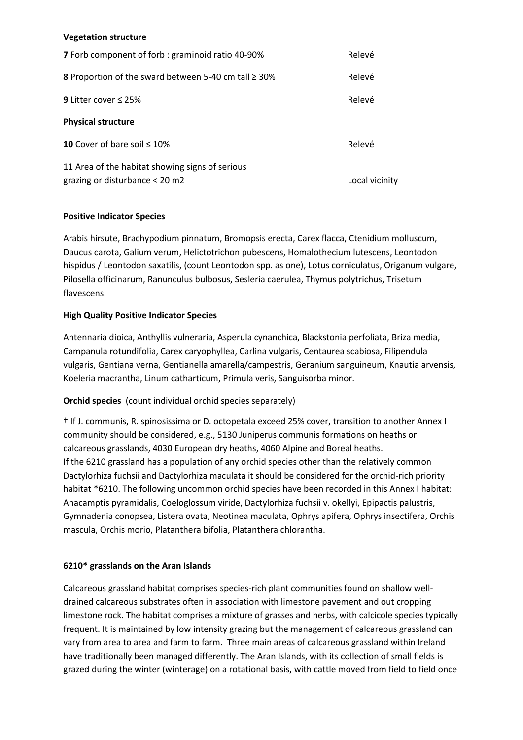**Vegetation structure**

| | |
|---|---|
| **7** Forb component of forb : graminoid ratio 40-90% | Relevé |
| **8** Proportion of the sward between 5-40 cm tall ≥ 30% | Relevé |
| **9** Litter cover ≤ 25% | Relevé |

**Physical structure**

| | |
|---|---|
| **10** Cover of bare soil ≤ 10% | Relevé |
| 11 Area of the habitat showing signs of serious grazing or disturbance < 20 m2 | Local vicinity |

**Positive Indicator Species**

Arabis hirsute, Brachypodium pinnatum, Bromopsis erecta, Carex flacca, Ctenidium molluscum, Daucus carota, Galium verum, Helictotrichon pubescens, Homalothecium lutescens, Leontodon hispidus / Leontodon saxatilis, (count Leontodon spp. as one), Lotus corniculatus, Origanum vulgare, Pilosella officinarum, Ranunculus bulbosus, Sesleria caerulea, Thymus polytrichus, Trisetum flavescens.

**High Quality Positive Indicator Species**

Antennaria dioica, Anthyllis vulneraria, Asperula cynanchica, Blackstonia perfoliata, Briza media, Campanula rotundifolia, Carex caryophyllea, Carlina vulgaris, Centaurea scabiosa, Filipendula vulgaris, Gentiana verna, Gentianella amarella/campestris, Geranium sanguineum, Knautia arvensis, Koeleria macrantha, Linum catharticum, Primula veris, Sanguisorba minor.

**Orchid species** (count individual orchid species separately)

† If J. communis, R. spinosissima or D. octopetala exceed 25% cover, transition to another Annex I community should be considered, e.g., 5130 Juniperus communis formations on heaths or calcareous grasslands, 4030 European dry heaths, 4060 Alpine and Boreal heaths.
If the 6210 grassland has a population of any orchid species other than the relatively common Dactylorhiza fuchsii and Dactylorhiza maculata it should be considered for the orchid-rich priority habitat *6210. The following uncommon orchid species have been recorded in this Annex I habitat: Anacamptis pyramidalis, Coeloglossum viride, Dactylorhiza fuchsii v. okellyi, Epipactis palustris, Gymnadenia conopsea, Listera ovata, Neotinea maculata, Ophrys apifera, Ophrys insectifera, Orchis mascula, Orchis morio, Platanthera bifolia, Platanthera chlorantha.

**6210* grasslands on the Aran Islands**

Calcareous grassland habitat comprises species-rich plant communities found on shallow well-drained calcareous substrates often in association with limestone pavement and out cropping limestone rock. The habitat comprises a mixture of grasses and herbs, with calcicole species typically frequent. It is maintained by low intensity grazing but the management of calcareous grassland can vary from area to area and farm to farm. Three main areas of calcareous grassland within Ireland have traditionally been managed differently. The Aran Islands, with its collection of small fields is grazed during the winter (winterage) on a rotational basis, with cattle moved from field to field once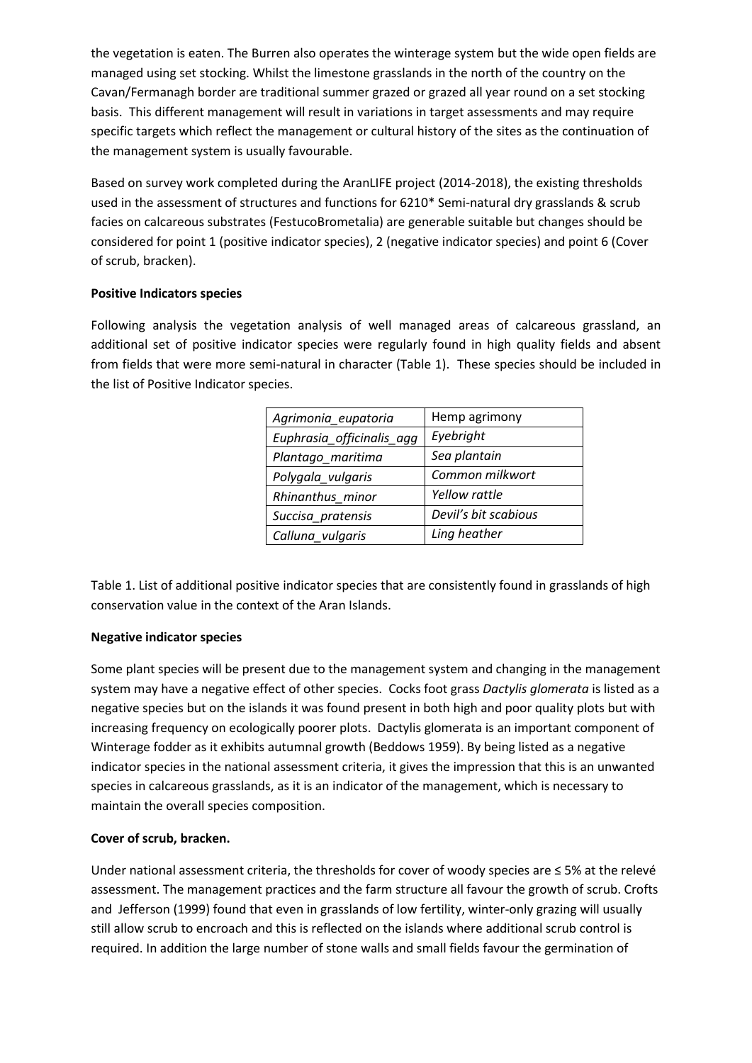the vegetation is eaten. The Burren also operates the winterage system but the wide open fields are managed using set stocking. Whilst the limestone grasslands in the north of the country on the Cavan/Fermanagh border are traditional summer grazed or grazed all year round on a set stocking basis. This different management will result in variations in target assessments and may require specific targets which reflect the management or cultural history of the sites as the continuation of the management system is usually favourable.

Based on survey work completed during the AranLIFE project (2014-2018), the existing thresholds used in the assessment of structures and functions for 6210* Semi-natural dry grasslands & scrub facies on calcareous substrates (FestucoBrometalia) are generable suitable but changes should be considered for point 1 (positive indicator species), 2 (negative indicator species) and point 6 (Cover of scrub, bracken).

**Positive Indicators species**

Following analysis the vegetation analysis of well managed areas of calcareous grassland, an additional set of positive indicator species were regularly found in high quality fields and absent from fields that were more semi-natural in character (Table 1). These species should be included in the list of Positive Indicator species.

| *Agrimonia_eupatoria* | Hemp agrimony |
|---|---|
| *Euphrasia_officinalis_agg* | *Eyebright* |
| *Plantago_maritima* | *Sea plantain* |
| *Polygala_vulgaris* | *Common milkwort* |
| *Rhinanthus_minor* | *Yellow rattle* |
| *Succisa_pratensis* | *Devil's bit scabious* |
| *Calluna_vulgaris* | *Ling heather* |

Table 1. List of additional positive indicator species that are consistently found in grasslands of high conservation value in the context of the Aran Islands.

**Negative indicator species**

Some plant species will be present due to the management system and changing in the management system may have a negative effect of other species. Cocks foot grass *Dactylis glomerata* is listed as a negative species but on the islands it was found present in both high and poor quality plots but with increasing frequency on ecologically poorer plots. Dactylis glomerata is an important component of Winterage fodder as it exhibits autumnal growth (Beddows 1959). By being listed as a negative indicator species in the national assessment criteria, it gives the impression that this is an unwanted species in calcareous grasslands, as it is an indicator of the management, which is necessary to maintain the overall species composition.

**Cover of scrub, bracken.**

Under national assessment criteria, the thresholds for cover of woody species are ≤ 5% at the relevé assessment. The management practices and the farm structure all favour the growth of scrub. Crofts and Jefferson (1999) found that even in grasslands of low fertility, winter-only grazing will usually still allow scrub to encroach and this is reflected on the islands where additional scrub control is required. In addition the large number of stone walls and small fields favour the germination of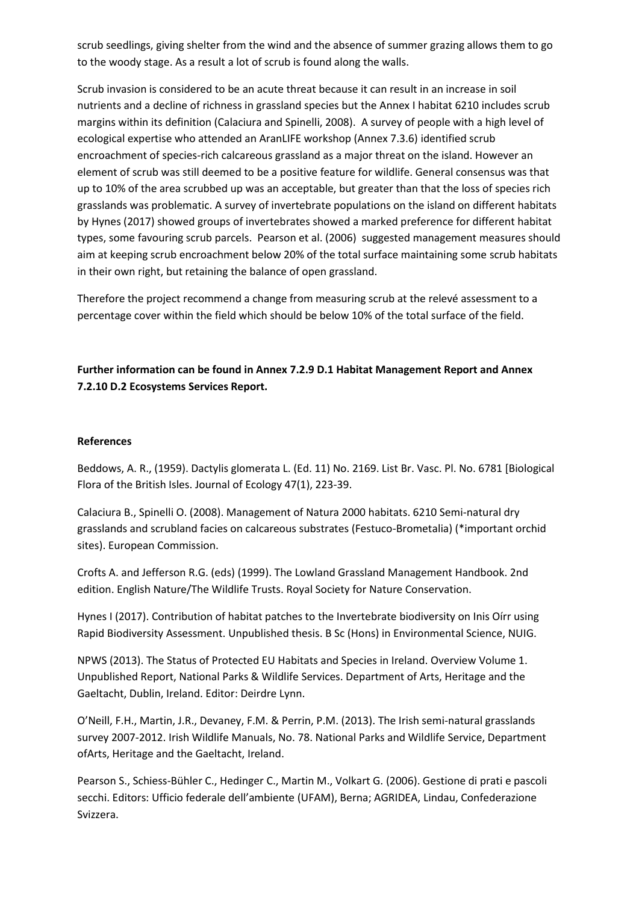scrub seedlings, giving shelter from the wind and the absence of summer grazing allows them to go to the woody stage. As a result a lot of scrub is found along the walls.

Scrub invasion is considered to be an acute threat because it can result in an increase in soil nutrients and a decline of richness in grassland species but the Annex I habitat 6210 includes scrub margins within its definition (Calaciura and Spinelli, 2008). A survey of people with a high level of ecological expertise who attended an AranLIFE workshop (Annex 7.3.6) identified scrub encroachment of species-rich calcareous grassland as a major threat on the island. However an element of scrub was still deemed to be a positive feature for wildlife. General consensus was that up to 10% of the area scrubbed up was an acceptable, but greater than that the loss of species rich grasslands was problematic. A survey of invertebrate populations on the island on different habitats by Hynes (2017) showed groups of invertebrates showed a marked preference for different habitat types, some favouring scrub parcels. Pearson et al. (2006) suggested management measures should aim at keeping scrub encroachment below 20% of the total surface maintaining some scrub habitats in their own right, but retaining the balance of open grassland.

Therefore the project recommend a change from measuring scrub at the relevé assessment to a percentage cover within the field which should be below 10% of the total surface of the field.

**Further information can be found in Annex 7.2.9 D.1 Habitat Management Report and Annex 7.2.10 D.2 Ecosystems Services Report.**

**References**

Beddows, A. R., (1959). Dactylis glomerata L. (Ed. 11) No. 2169. List Br. Vasc. Pl. No. 6781 [Biological Flora of the British Isles. Journal of Ecology 47(1), 223-39.

Calaciura B., Spinelli O. (2008). Management of Natura 2000 habitats. 6210 Semi-natural dry grasslands and scrubland facies on calcareous substrates (Festuco-Brometalia) (*important orchid sites). European Commission.

Crofts A. and Jefferson R.G. (eds) (1999). The Lowland Grassland Management Handbook. 2nd edition. English Nature/The Wildlife Trusts. Royal Society for Nature Conservation.

Hynes I (2017). Contribution of habitat patches to the Invertebrate biodiversity on Inis Oírr using Rapid Biodiversity Assessment. Unpublished thesis. B Sc (Hons) in Environmental Science, NUIG.

NPWS (2013). The Status of Protected EU Habitats and Species in Ireland. Overview Volume 1. Unpublished Report, National Parks & Wildlife Services. Department of Arts, Heritage and the Gaeltacht, Dublin, Ireland. Editor: Deirdre Lynn.

O'Neill, F.H., Martin, J.R., Devaney, F.M. & Perrin, P.M. (2013). The Irish semi-natural grasslands survey 2007-2012. Irish Wildlife Manuals, No. 78. National Parks and Wildlife Service, Department ofArts, Heritage and the Gaeltacht, Ireland.

Pearson S., Schiess-Bühler C., Hedinger C., Martin M., Volkart G. (2006). Gestione di prati e pascoli secchi. Editors: Ufficio federale dell'ambiente (UFAM), Berna; AGRIDEA, Lindau, Confederazione Svizzera.